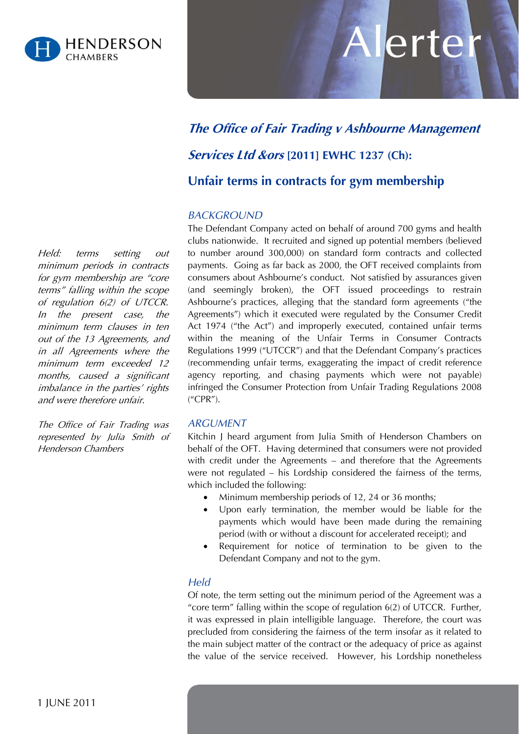HENDERSON CHAMBERS

# Alerter

## *The Office of Fair Trading v Ashbourne Management Services Ltd &ors* [2011] EWHC 1237 (Ch):

## Unfair terms in contracts for gym membership

*Held: terms setting out minimum periods in contracts for gym membership are "core terms" falling within the scope of regulation 6(2) of UTCCR. In the present case, the minimum term clauses in ten out of the 13 Agreements, and in all Agreements where the minimum term exceeded 12 months, caused a significant imbalance in the parties' rights and were therefore unfair.*

*The Office of Fair Trading was represented by Julia Smith of Henderson Chambers*

### *BACKGROUND*

The Defendant Company acted on behalf of around 700 gyms and health clubs nationwide. It recruited and signed up potential members (believed to number around 300,000) on standard form contracts and collected payments. Going as far back as 2000, the OFT received complaints from consumers about Ashbourne's conduct. Not satisfied by assurances given (and seemingly broken), the OFT issued proceedings to restrain Ashbourne's practices, alleging that the standard form agreements ("the Agreements") which it executed were regulated by the Consumer Credit Act 1974 ("the Act") and improperly executed, contained unfair terms within the meaning of the Unfair Terms in Consumer Contracts Regulations 1999 ("UTCCR") and that the Defendant Company's practices (recommending unfair terms, exaggerating the impact of credit reference agency reporting, and chasing payments which were not payable) infringed the Consumer Protection from Unfair Trading Regulations 2008 ("CPR").

### *ARGUMENT*

Kitchin J heard argument from Julia Smith of Henderson Chambers on behalf of the OFT. Having determined that consumers were not provided with credit under the Agreements – and therefore that the Agreements were not regulated – his Lordship considered the fairness of the terms, which included the following:

- Minimum membership periods of 12, 24 or 36 months;
- Upon early termination, the member would be liable for the payments which would have been made during the remaining period (with or without a discount for accelerated receipt); and
- Requirement for notice of termination to be given to the Defendant Company and not to the gym.

### *Held*

Of note, the term setting out the minimum period of the Agreement was a "core term" falling within the scope of regulation 6(2) of UTCCR. Further, it was expressed in plain intelligible language. Therefore, the court was precluded from considering the fairness of the term insofar as it related to the main subject matter of the contract or the adequacy of price as against the value of the service received. However, his Lordship nonetheless

1 JUNE 2011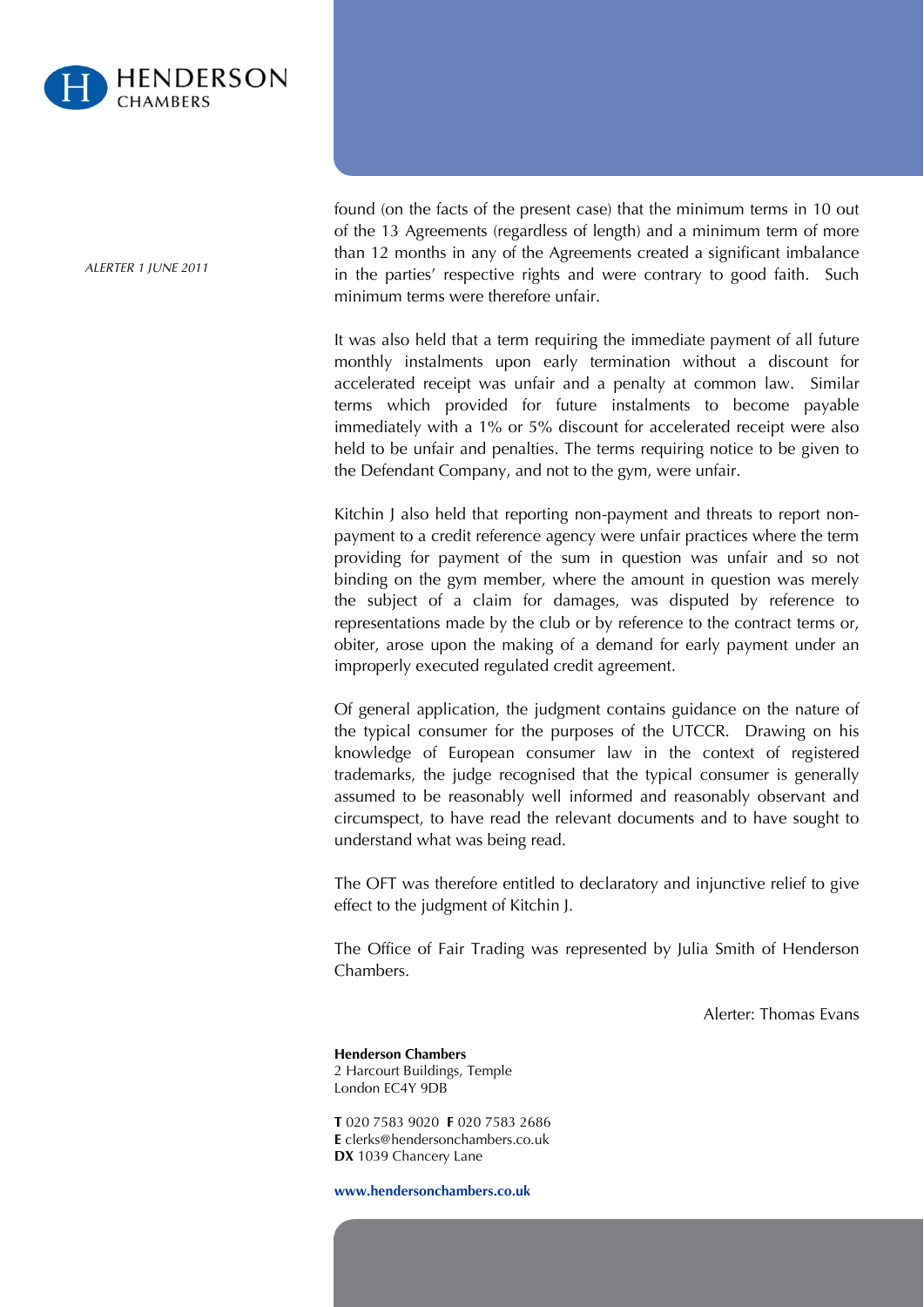found (on the facts of the present case) that the minimum terms in 10 out of the 13 Agreements (regardless of length) and a minimum term of more than 12 months in any of the Agreements created a significant imbalance in the parties' respective rights and were contrary to good faith. Such minimum terms were therefore unfair.

It was also held that a term requiring the immediate payment of all future monthly instalments upon early termination without a discount for accelerated receipt was unfair and a penalty at common law. Similar terms which provided for future instalments to become payable immediately with a 1% or 5% discount for accelerated receipt were also held to be unfair and penalties. The terms requiring notice to be given to the Defendant Company, and not to the gym, were unfair.

Kitchin J also held that reporting non-payment and threats to report non-payment to a credit reference agency were unfair practices where the term providing for payment of the sum in question was unfair and so not binding on the gym member, where the amount in question was merely the subject of a claim for damages, was disputed by reference to representations made by the club or by reference to the contract terms or, obiter, arose upon the making of a demand for early payment under an improperly executed regulated credit agreement.

Of general application, the judgment contains guidance on the nature of the typical consumer for the purposes of the UTCCR. Drawing on his knowledge of European consumer law in the context of registered trademarks, the judge recognised that the typical consumer is generally assumed to be reasonably well informed and reasonably observant and circumspect, to have read the relevant documents and to have sought to understand what was being read.

The OFT was therefore entitled to declaratory and injunctive relief to give effect to the judgment of Kitchin J.

The Office of Fair Trading was represented by Julia Smith of Henderson Chambers.

Alerter: Thomas Evans

**Henderson Chambers**
2 Harcourt Buildings, Temple
London EC4Y 9DB

**T** 020 7583 9020 **F** 020 7583 2686
**E** clerks@hendersonchambers.co.uk
**DX** 1039 Chancery Lane

**www.hendersonchambers.co.uk**